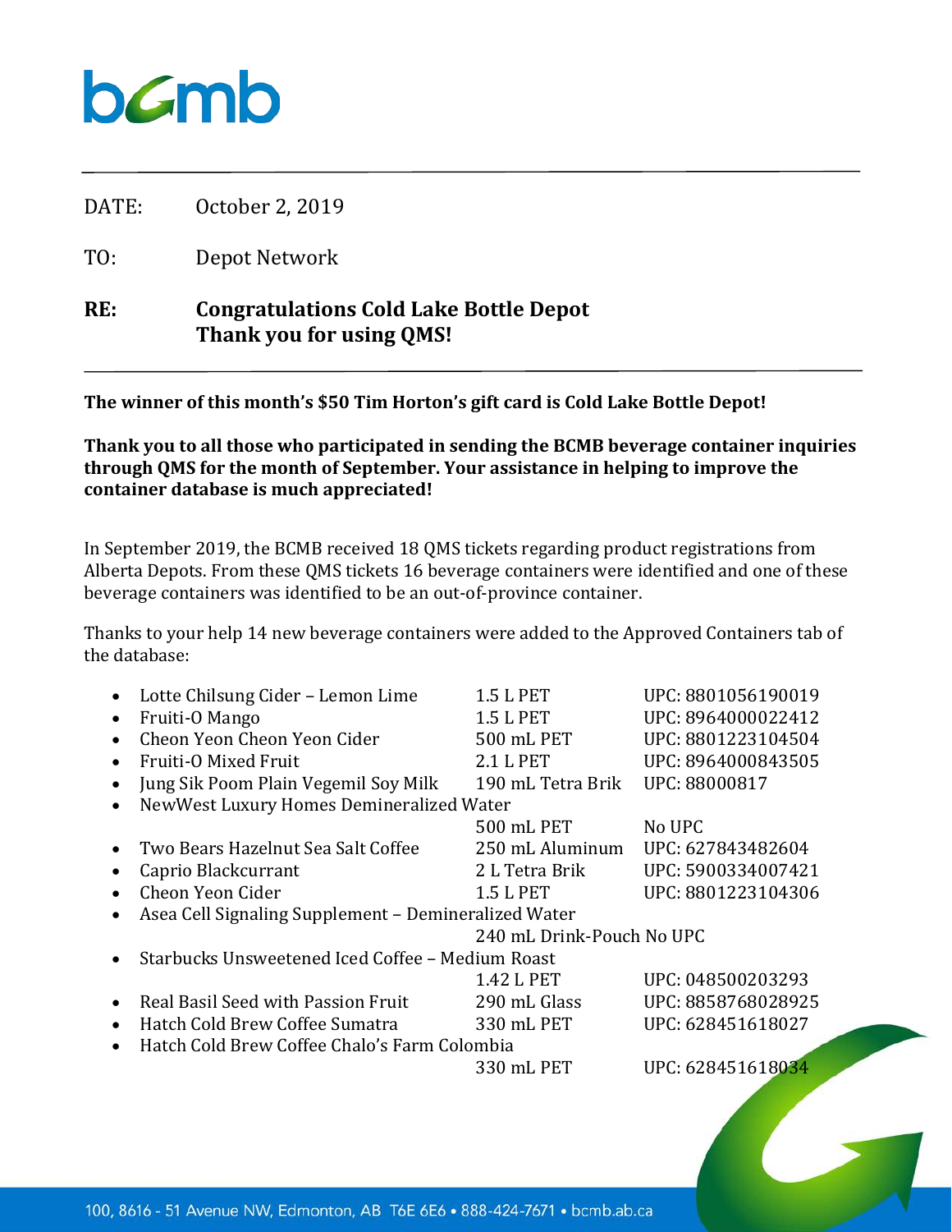bcmb

DATE: October 2, 2019

TO: Depot Network

**RE: Congratulations Cold Lake Bottle Depot**
**Thank you for using QMS!**

---

**The winner of this month's $50 Tim Horton's gift card is Cold Lake Bottle Depot!**

**Thank you to all those who participated in sending the BCMB beverage container inquiries through QMS for the month of September. Your assistance in helping to improve the container database is much appreciated!**

In September 2019, the BCMB received 18 QMS tickets regarding product registrations from Alberta Depots. From these QMS tickets 16 beverage containers were identified and one of these beverage containers was identified to be an out-of-province container.

Thanks to your help 14 new beverage containers were added to the Approved Containers tab of the database:

- Lotte Chilsung Cider – Lemon Lime — 1.5 L PET — UPC: 8801056190019
- Fruiti-O Mango — 1.5 L PET — UPC: 8964000022412
- Cheon Yeon Cheon Yeon Cider — 500 mL PET — UPC: 8801223104504
- Fruiti-O Mixed Fruit — 2.1 L PET — UPC: 8964000843505
- Jung Sik Poom Plain Vegemil Soy Milk — 190 mL Tetra Brik — UPC: 88000817
- NewWest Luxury Homes Demineralized Water — 500 mL PET — No UPC
- Two Bears Hazelnut Sea Salt Coffee — 250 mL Aluminum — UPC: 627843482604
- Caprio Blackcurrant — 2 L Tetra Brik — UPC: 5900334007421
- Cheon Yeon Cider — 1.5 L PET — UPC: 8801223104306
- Asea Cell Signaling Supplement – Demineralized Water — 240 mL Drink-Pouch — No UPC
- Starbucks Unsweetened Iced Coffee – Medium Roast — 1.42 L PET — UPC: 048500203293
- Real Basil Seed with Passion Fruit — 290 mL Glass — UPC: 8858768028925
- Hatch Cold Brew Coffee Sumatra — 330 mL PET — UPC: 628451618027
- Hatch Cold Brew Coffee Chalo's Farm Colombia — 330 mL PET — UPC: 628451618034

100, 8616 - 51 Avenue NW, Edmonton, AB T6E 6E6 • 888-424-7671 • bcmb.ab.ca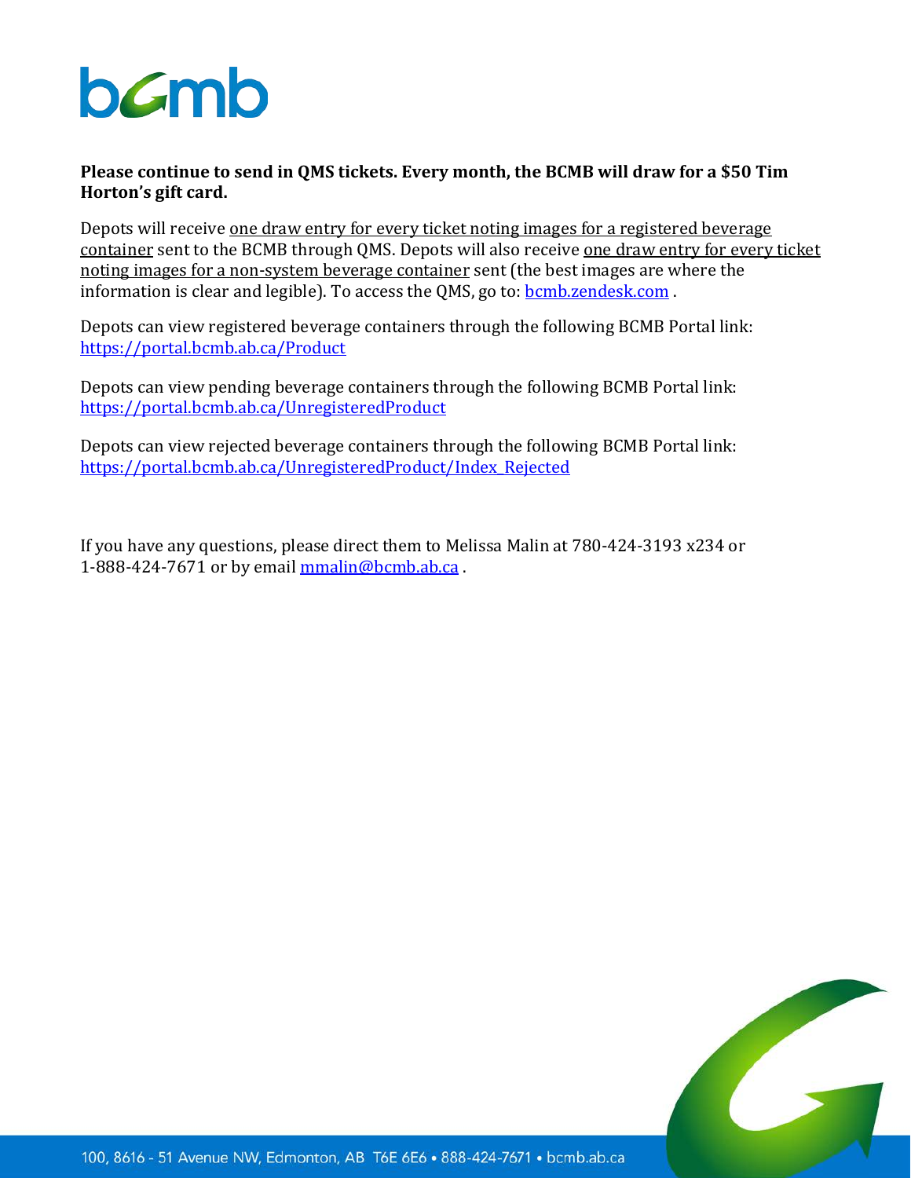**Please continue to send in QMS tickets. Every month, the BCMB will draw for a $50 Tim Horton's gift card.**

Depots will receive one draw entry for every ticket noting images for a registered beverage container sent to the BCMB through QMS. Depots will also receive one draw entry for every ticket noting images for a non-system beverage container sent (the best images are where the information is clear and legible). To access the QMS, go to: [bcmb.zendesk.com](bcmb.zendesk.com) .

Depots can view registered beverage containers through the following BCMB Portal link: [https://portal.bcmb.ab.ca/Product](https://portal.bcmb.ab.ca/Product)

Depots can view pending beverage containers through the following BCMB Portal link: [https://portal.bcmb.ab.ca/UnregisteredProduct](https://portal.bcmb.ab.ca/UnregisteredProduct)

Depots can view rejected beverage containers through the following BCMB Portal link: [https://portal.bcmb.ab.ca/UnregisteredProduct/Index_Rejected](https://portal.bcmb.ab.ca/UnregisteredProduct/Index_Rejected)

If you have any questions, please direct them to Melissa Malin at 780-424-3193 x234 or 1-888-424-7671 or by email [mmalin@bcmb.ab.ca](mailto:mmalin@bcmb.ab.ca) .

100, 8616 - 51 Avenue NW, Edmonton, AB T6E 6E6 • 888-424-7671 • bcmb.ab.ca